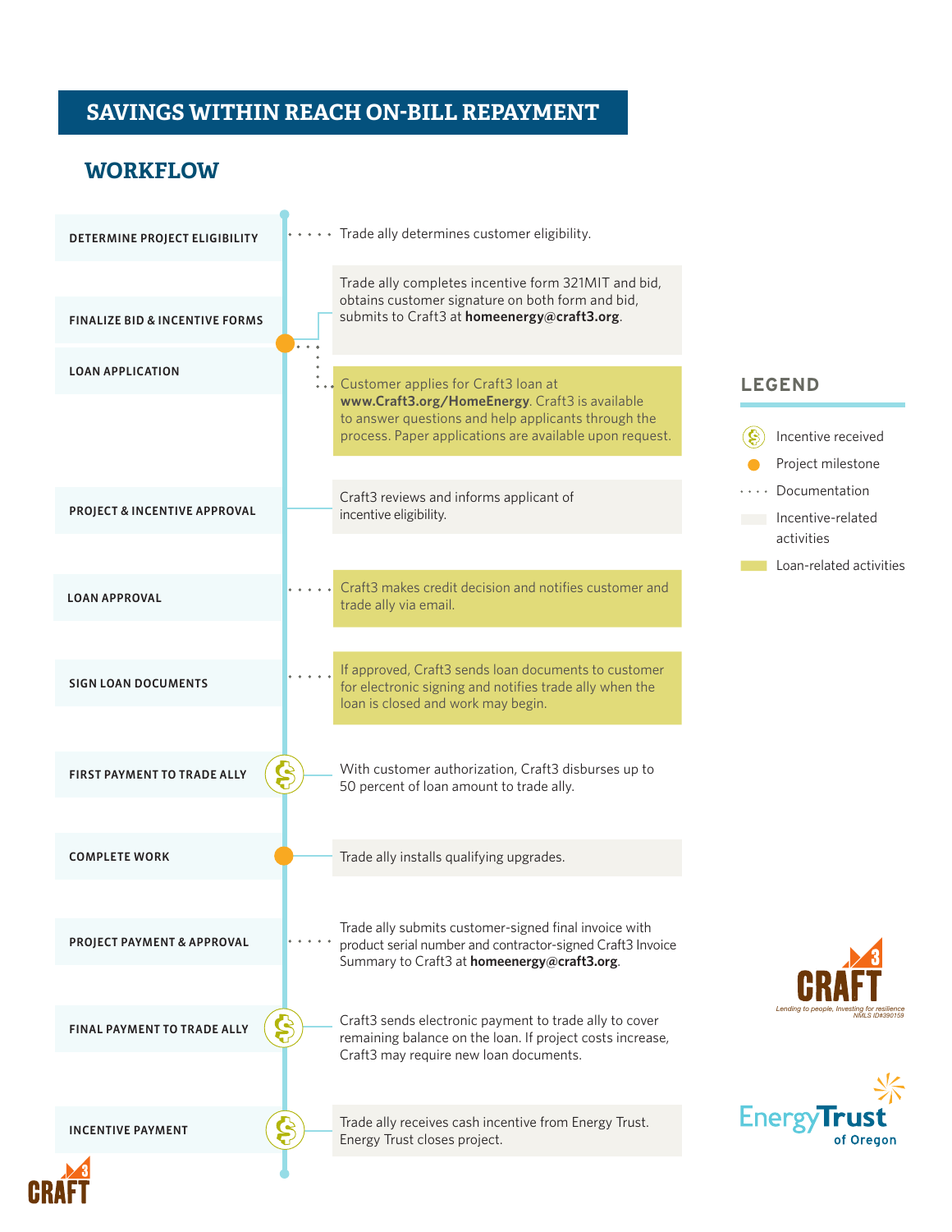# SAVINGS WITHIN REACH ON-BILL REPAYMENT

## WORKFLOW

| Step | Description |
| --- | --- |
| DETERMINE PROJECT ELIGIBILITY | Trade ally determines customer eligibility. |
| FINALIZE BID & INCENTIVE FORMS | Trade ally completes incentive form 321MIT and bid, obtains customer signature on both form and bid, submits to Craft3 at **homeenergy@craft3.org**. |
| LOAN APPLICATION | Customer applies for Craft3 loan at **www.Craft3.org/HomeEnergy**. Craft3 is available to answer questions and help applicants through the process. Paper applications are available upon request. |
| PROJECT & INCENTIVE APPROVAL | Craft3 reviews and informs applicant of incentive eligibility. |
| LOAN APPROVAL | Craft3 makes credit decision and notifies customer and trade ally via email. |
| SIGN LOAN DOCUMENTS | If approved, Craft3 sends loan documents to customer for electronic signing and notifies trade ally when the loan is closed and work may begin. |
| FIRST PAYMENT TO TRADE ALLY | With customer authorization, Craft3 disburses up to 50 percent of loan amount to trade ally. |
| COMPLETE WORK | Trade ally installs qualifying upgrades. |
| PROJECT PAYMENT & APPROVAL | Trade ally submits customer-signed final invoice with product serial number and contractor-signed Craft3 Invoice Summary to Craft3 at **homeenergy@craft3.org**. |
| FINAL PAYMENT TO TRADE ALLY | Craft3 sends electronic payment to trade ally to cover remaining balance on the loan. If project costs increase, Craft3 may require new loan documents. |
| INCENTIVE PAYMENT | Trade ally receives cash incentive from Energy Trust. Energy Trust closes project. |

## LEGEND

- Incentive received
- Project milestone
- Documentation
- Incentive-related activities
- Loan-related activities

CRAFT3 — *Lending to people, Investing for resilience* NMLS ID#390159

Energy Trust of Oregon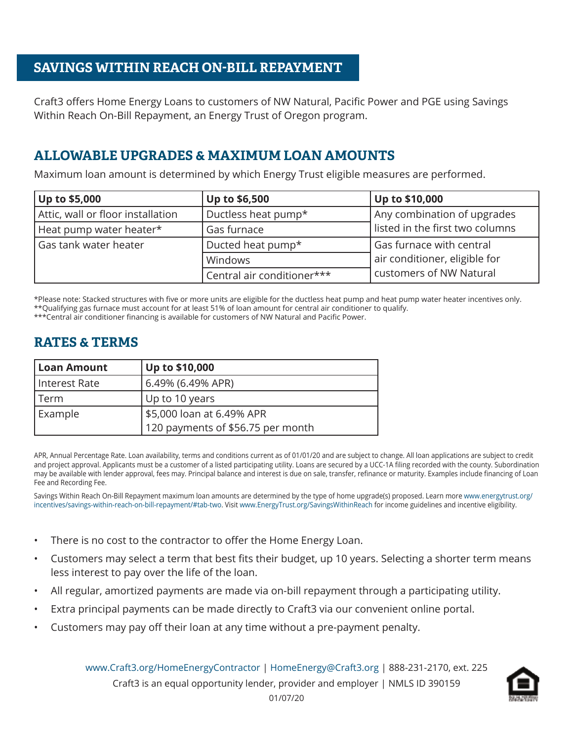## SAVINGS WITHIN REACH ON-BILL REPAYMENT

Craft3 offers Home Energy Loans to customers of NW Natural, Pacific Power and PGE using Savings Within Reach On-Bill Repayment, an Energy Trust of Oregon program.

## ALLOWABLE UPGRADES & MAXIMUM LOAN AMOUNTS

Maximum loan amount is determined by which Energy Trust eligible measures are performed.

| Up to $5,000 | Up to $6,500 | Up to $10,000 |
|---|---|---|
| Attic, wall or floor installation | Ductless heat pump* | Any combination of upgrades listed in the first two columns |
| Heat pump water heater* | Gas furnace | |
| Gas tank water heater | Ducted heat pump* | Gas furnace with central air conditioner, eligible for customers of NW Natural |
| | Windows | |
| | Central air conditioner*** | |

*Please note: Stacked structures with five or more units are eligible for the ductless heat pump and heat pump water heater incentives only.
**Qualifying gas furnace must account for at least 51% of loan amount for central air conditioner to qualify.
***Central air conditioner financing is available for customers of NW Natural and Pacific Power.

## RATES & TERMS

| Loan Amount | Up to $10,000 |
|---|---|
| Interest Rate | 6.49% (6.49% APR) |
| Term | Up to 10 years |
| Example | $5,000 loan at 6.49% APR<br>120 payments of $56.75 per month |

APR, Annual Percentage Rate. Loan availability, terms and conditions current as of 01/01/20 and are subject to change. All loan applications are subject to credit and project approval. Applicants must be a customer of a listed participating utility. Loans are secured by a UCC-1A filing recorded with the county. Subordination may be available with lender approval, fees may. Principal balance and interest is due on sale, transfer, refinance or maturity. Examples include financing of Loan Fee and Recording Fee.

Savings Within Reach On-Bill Repayment maximum loan amounts are determined by the type of home upgrade(s) proposed. Learn more www.energytrust.org/incentives/savings-within-reach-on-bill-repayment/#tab-two. Visit www.EnergyTrust.org/SavingsWithinReach for income guidelines and incentive eligibility.

- There is no cost to the contractor to offer the Home Energy Loan.
- Customers may select a term that best fits their budget, up 10 years. Selecting a shorter term means less interest to pay over the life of the loan.
- All regular, amortized payments are made via on-bill repayment through a participating utility.
- Extra principal payments can be made directly to Craft3 via our convenient online portal.
- Customers may pay off their loan at any time without a pre-payment penalty.

www.Craft3.org/HomeEnergyContractor | HomeEnergy@Craft3.org | 888-231-2170, ext. 225
Craft3 is an equal opportunity lender, provider and employer | NMLS ID 390159
01/07/20